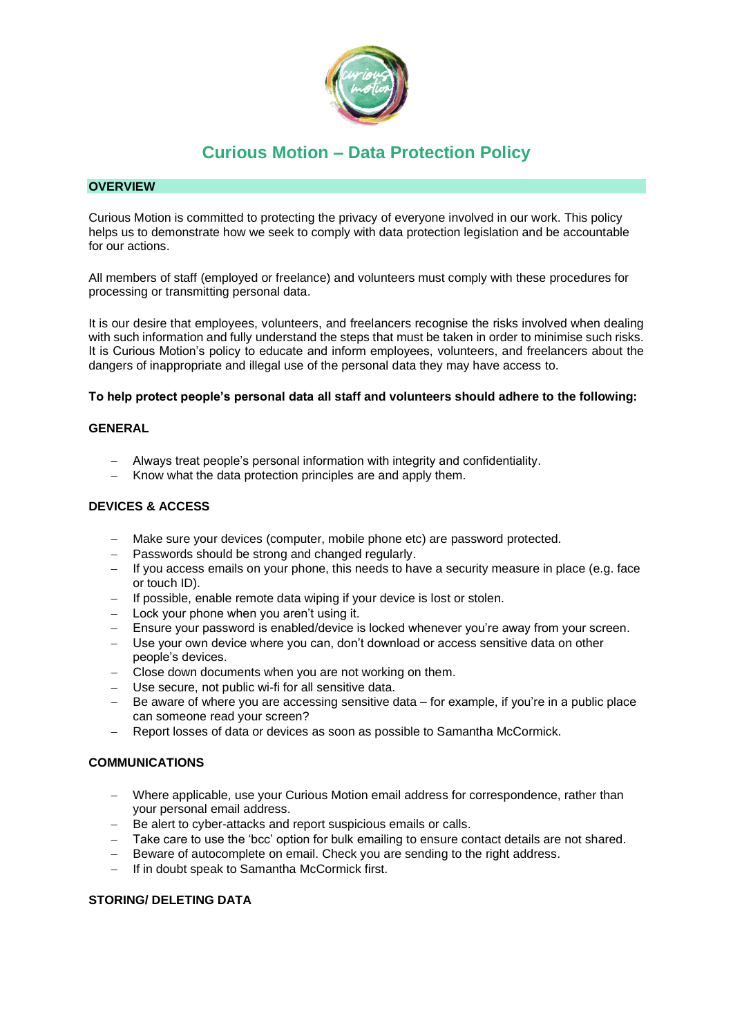# Curious Motion – Data Protection Policy

## OVERVIEW

Curious Motion is committed to protecting the privacy of everyone involved in our work. This policy helps us to demonstrate how we seek to comply with data protection legislation and be accountable for our actions.

All members of staff (employed or freelance) and volunteers must comply with these procedures for processing or transmitting personal data.

It is our desire that employees, volunteers, and freelancers recognise the risks involved when dealing with such information and fully understand the steps that must be taken in order to minimise such risks. It is Curious Motion's policy to educate and inform employees, volunteers, and freelancers about the dangers of inappropriate and illegal use of the personal data they may have access to.

**To help protect people's personal data all staff and volunteers should adhere to the following:**

### GENERAL

- Always treat people's personal information with integrity and confidentiality.
- Know what the data protection principles are and apply them.

### DEVICES & ACCESS

- Make sure your devices (computer, mobile phone etc) are password protected.
- Passwords should be strong and changed regularly.
- If you access emails on your phone, this needs to have a security measure in place (e.g. face or touch ID).
- If possible, enable remote data wiping if your device is lost or stolen.
- Lock your phone when you aren't using it.
- Ensure your password is enabled/device is locked whenever you're away from your screen.
- Use your own device where you can, don't download or access sensitive data on other people's devices.
- Close down documents when you are not working on them.
- Use secure, not public wi-fi for all sensitive data.
- Be aware of where you are accessing sensitive data – for example, if you're in a public place can someone read your screen?
- Report losses of data or devices as soon as possible to Samantha McCormick.

### COMMUNICATIONS

- Where applicable, use your Curious Motion email address for correspondence, rather than your personal email address.
- Be alert to cyber-attacks and report suspicious emails or calls.
- Take care to use the 'bcc' option for bulk emailing to ensure contact details are not shared.
- Beware of autocomplete on email. Check you are sending to the right address.
- If in doubt speak to Samantha McCormick first.

### STORING/ DELETING DATA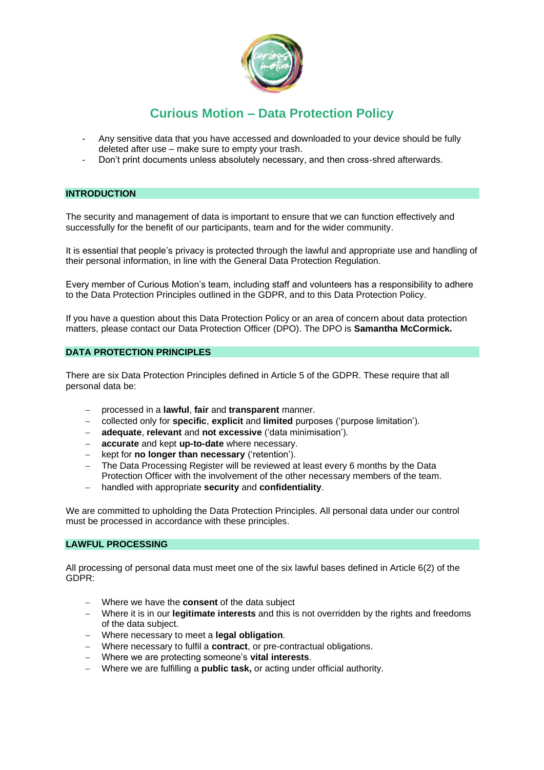# Curious Motion – Data Protection Policy

- Any sensitive data that you have accessed and downloaded to your device should be fully deleted after use – make sure to empty your trash.
- Don't print documents unless absolutely necessary, and then cross-shred afterwards.

## INTRODUCTION

The security and management of data is important to ensure that we can function effectively and successfully for the benefit of our participants, team and for the wider community.

It is essential that people's privacy is protected through the lawful and appropriate use and handling of their personal information, in line with the General Data Protection Regulation.

Every member of Curious Motion's team, including staff and volunteers has a responsibility to adhere to the Data Protection Principles outlined in the GDPR, and to this Data Protection Policy.

If you have a question about this Data Protection Policy or an area of concern about data protection matters, please contact our Data Protection Officer (DPO). The DPO is **Samantha McCormick.**

## DATA PROTECTION PRINCIPLES

There are six Data Protection Principles defined in Article 5 of the GDPR. These require that all personal data be:

- processed in a **lawful**, **fair** and **transparent** manner.
- collected only for **specific**, **explicit** and **limited** purposes ('purpose limitation').
- **adequate**, **relevant** and **not excessive** ('data minimisation').
- **accurate** and kept **up-to-date** where necessary.
- kept for **no longer than necessary** ('retention').
- The Data Processing Register will be reviewed at least every 6 months by the Data Protection Officer with the involvement of the other necessary members of the team.
- handled with appropriate **security** and **confidentiality**.

We are committed to upholding the Data Protection Principles. All personal data under our control must be processed in accordance with these principles.

## LAWFUL PROCESSING

All processing of personal data must meet one of the six lawful bases defined in Article 6(2) of the GDPR:

- Where we have the **consent** of the data subject
- Where it is in our **legitimate interests** and this is not overridden by the rights and freedoms of the data subject.
- Where necessary to meet a **legal obligation**.
- Where necessary to fulfil a **contract**, or pre-contractual obligations.
- Where we are protecting someone's **vital interests**.
- Where we are fulfilling a **public task,** or acting under official authority.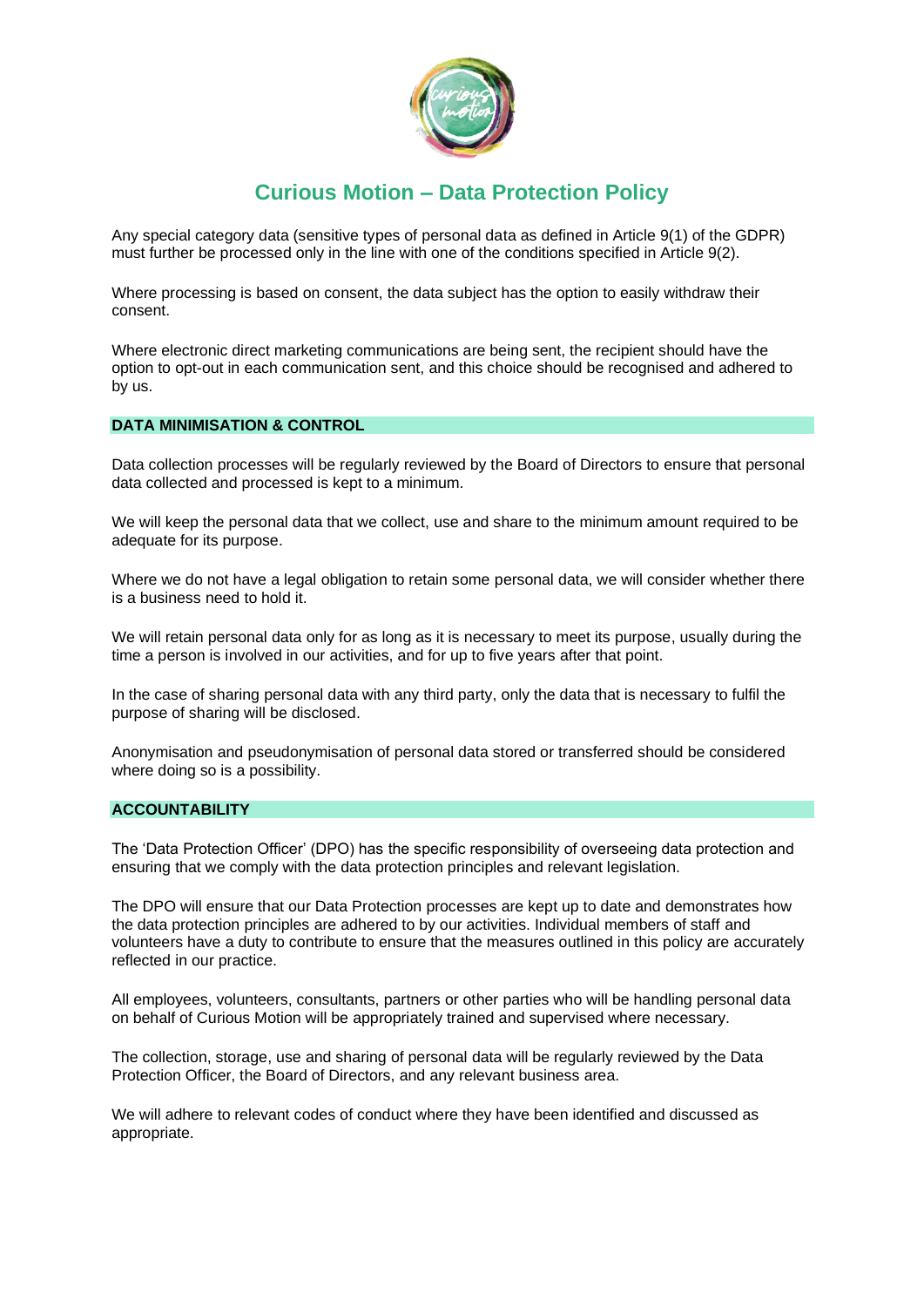# Curious Motion – Data Protection Policy

Any special category data (sensitive types of personal data as defined in Article 9(1) of the GDPR) must further be processed only in the line with one of the conditions specified in Article 9(2).

Where processing is based on consent, the data subject has the option to easily withdraw their consent.

Where electronic direct marketing communications are being sent, the recipient should have the option to opt-out in each communication sent, and this choice should be recognised and adhered to by us.

## DATA MINIMISATION & CONTROL

Data collection processes will be regularly reviewed by the Board of Directors to ensure that personal data collected and processed is kept to a minimum.

We will keep the personal data that we collect, use and share to the minimum amount required to be adequate for its purpose.

Where we do not have a legal obligation to retain some personal data, we will consider whether there is a business need to hold it.

We will retain personal data only for as long as it is necessary to meet its purpose, usually during the time a person is involved in our activities, and for up to five years after that point.

In the case of sharing personal data with any third party, only the data that is necessary to fulfil the purpose of sharing will be disclosed.

Anonymisation and pseudonymisation of personal data stored or transferred should be considered where doing so is a possibility.

## ACCOUNTABILITY

The 'Data Protection Officer' (DPO) has the specific responsibility of overseeing data protection and ensuring that we comply with the data protection principles and relevant legislation.

The DPO will ensure that our Data Protection processes are kept up to date and demonstrates how the data protection principles are adhered to by our activities. Individual members of staff and volunteers have a duty to contribute to ensure that the measures outlined in this policy are accurately reflected in our practice.

All employees, volunteers, consultants, partners or other parties who will be handling personal data on behalf of Curious Motion will be appropriately trained and supervised where necessary.

The collection, storage, use and sharing of personal data will be regularly reviewed by the Data Protection Officer, the Board of Directors, and any relevant business area.

We will adhere to relevant codes of conduct where they have been identified and discussed as appropriate.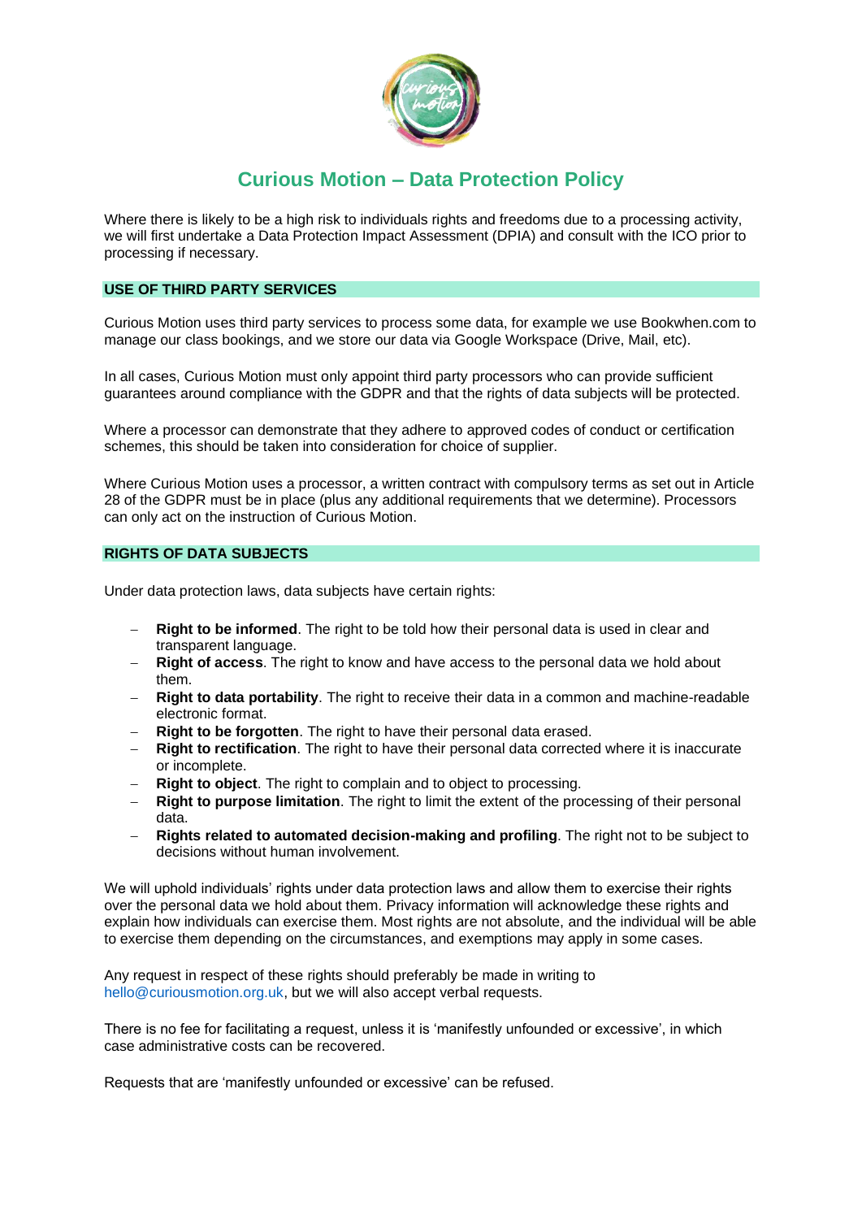# Curious Motion – Data Protection Policy

Where there is likely to be a high risk to individuals rights and freedoms due to a processing activity, we will first undertake a Data Protection Impact Assessment (DPIA) and consult with the ICO prior to processing if necessary.

## USE OF THIRD PARTY SERVICES

Curious Motion uses third party services to process some data, for example we use Bookwhen.com to manage our class bookings, and we store our data via Google Workspace (Drive, Mail, etc).

In all cases, Curious Motion must only appoint third party processors who can provide sufficient guarantees around compliance with the GDPR and that the rights of data subjects will be protected.

Where a processor can demonstrate that they adhere to approved codes of conduct or certification schemes, this should be taken into consideration for choice of supplier.

Where Curious Motion uses a processor, a written contract with compulsory terms as set out in Article 28 of the GDPR must be in place (plus any additional requirements that we determine). Processors can only act on the instruction of Curious Motion.

## RIGHTS OF DATA SUBJECTS

Under data protection laws, data subjects have certain rights:

- **Right to be informed**. The right to be told how their personal data is used in clear and transparent language.
- **Right of access**. The right to know and have access to the personal data we hold about them.
- **Right to data portability**. The right to receive their data in a common and machine-readable electronic format.
- **Right to be forgotten**. The right to have their personal data erased.
- **Right to rectification**. The right to have their personal data corrected where it is inaccurate or incomplete.
- **Right to object**. The right to complain and to object to processing.
- **Right to purpose limitation**. The right to limit the extent of the processing of their personal data.
- **Rights related to automated decision-making and profiling**. The right not to be subject to decisions without human involvement.

We will uphold individuals' rights under data protection laws and allow them to exercise their rights over the personal data we hold about them. Privacy information will acknowledge these rights and explain how individuals can exercise them. Most rights are not absolute, and the individual will be able to exercise them depending on the circumstances, and exemptions may apply in some cases.

Any request in respect of these rights should preferably be made in writing to hello@curiousmotion.org.uk, but we will also accept verbal requests.

There is no fee for facilitating a request, unless it is 'manifestly unfounded or excessive', in which case administrative costs can be recovered.

Requests that are 'manifestly unfounded or excessive' can be refused.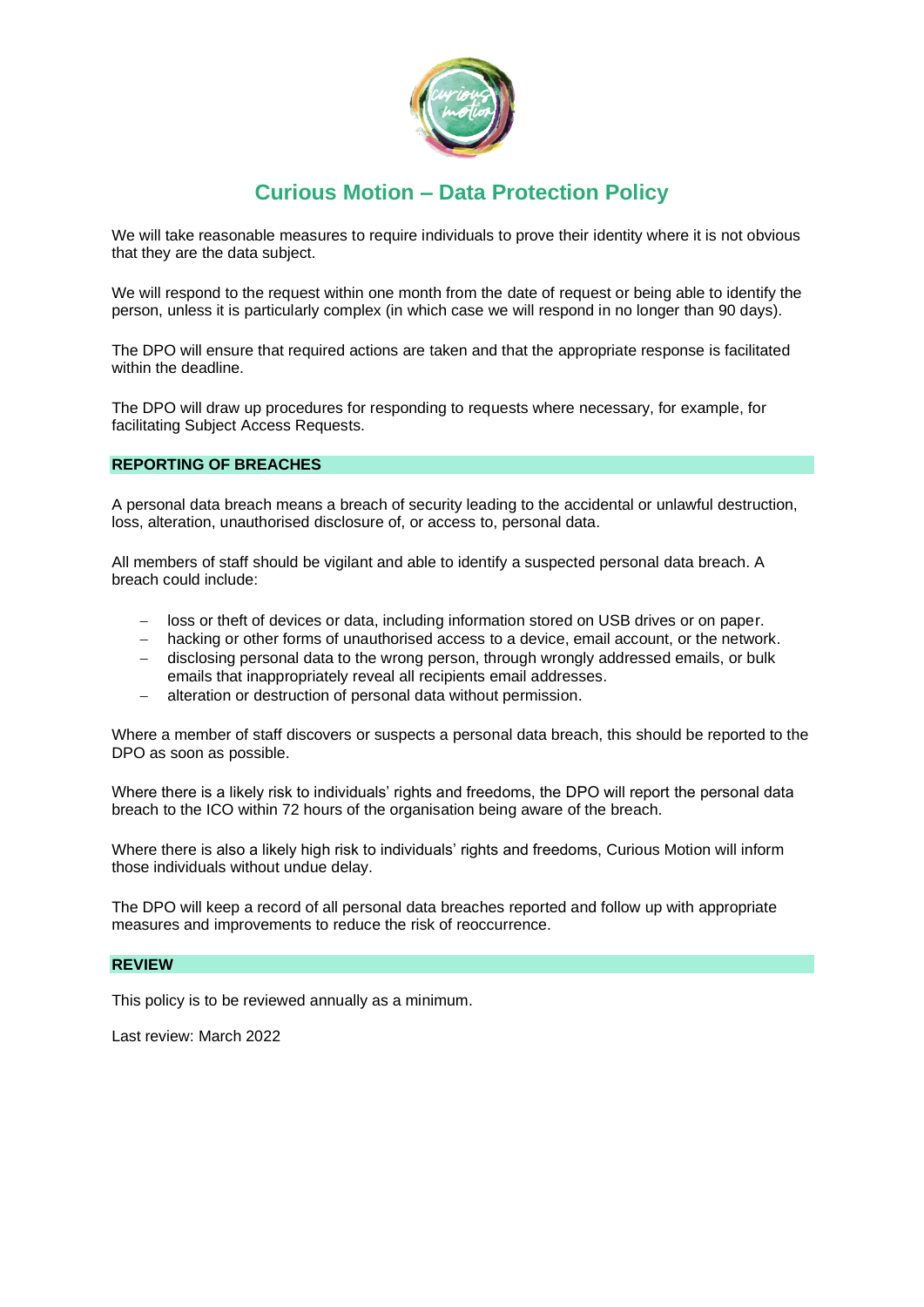# Curious Motion – Data Protection Policy

We will take reasonable measures to require individuals to prove their identity where it is not obvious that they are the data subject.

We will respond to the request within one month from the date of request or being able to identify the person, unless it is particularly complex (in which case we will respond in no longer than 90 days).

The DPO will ensure that required actions are taken and that the appropriate response is facilitated within the deadline.

The DPO will draw up procedures for responding to requests where necessary, for example, for facilitating Subject Access Requests.

## REPORTING OF BREACHES

A personal data breach means a breach of security leading to the accidental or unlawful destruction, loss, alteration, unauthorised disclosure of, or access to, personal data.

All members of staff should be vigilant and able to identify a suspected personal data breach. A breach could include:

- loss or theft of devices or data, including information stored on USB drives or on paper.
- hacking or other forms of unauthorised access to a device, email account, or the network.
- disclosing personal data to the wrong person, through wrongly addressed emails, or bulk emails that inappropriately reveal all recipients email addresses.
- alteration or destruction of personal data without permission.

Where a member of staff discovers or suspects a personal data breach, this should be reported to the DPO as soon as possible.

Where there is a likely risk to individuals' rights and freedoms, the DPO will report the personal data breach to the ICO within 72 hours of the organisation being aware of the breach.

Where there is also a likely high risk to individuals' rights and freedoms, Curious Motion will inform those individuals without undue delay.

The DPO will keep a record of all personal data breaches reported and follow up with appropriate measures and improvements to reduce the risk of reoccurrence.

## REVIEW

This policy is to be reviewed annually as a minimum.

Last review: March 2022